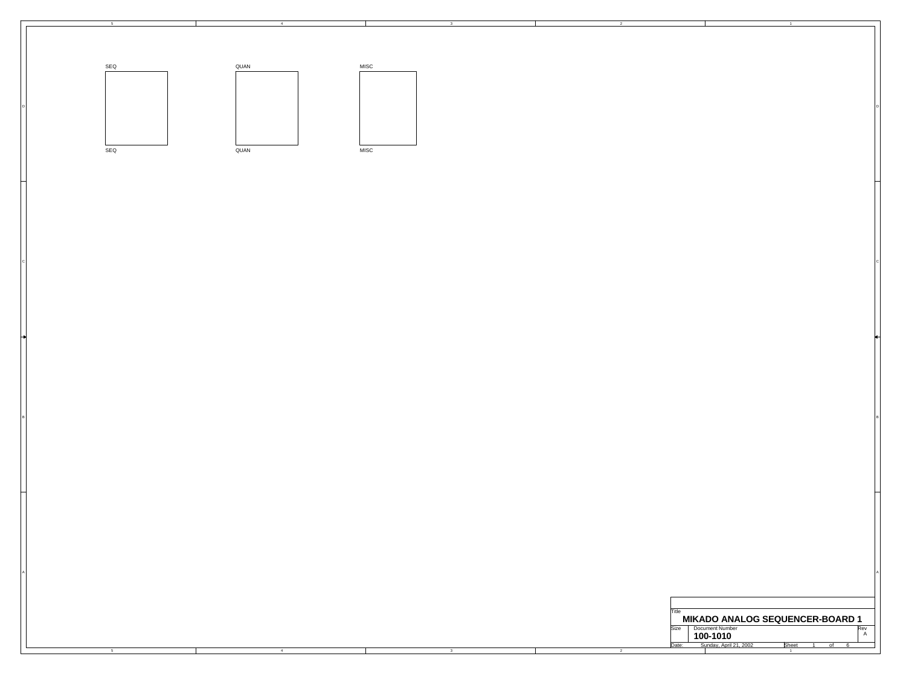SEQ

SEQ

QUAN

QUAN

MISC

MISC

| Title | MIKADO ANALOG SEQUENCER-BOARD 1 | |
| --- | --- | --- |
| Size | Document Number: 100-1010 | Rev: A |
| Date: | Sunday, April 21, 2002 | Sheet 1 of 6 |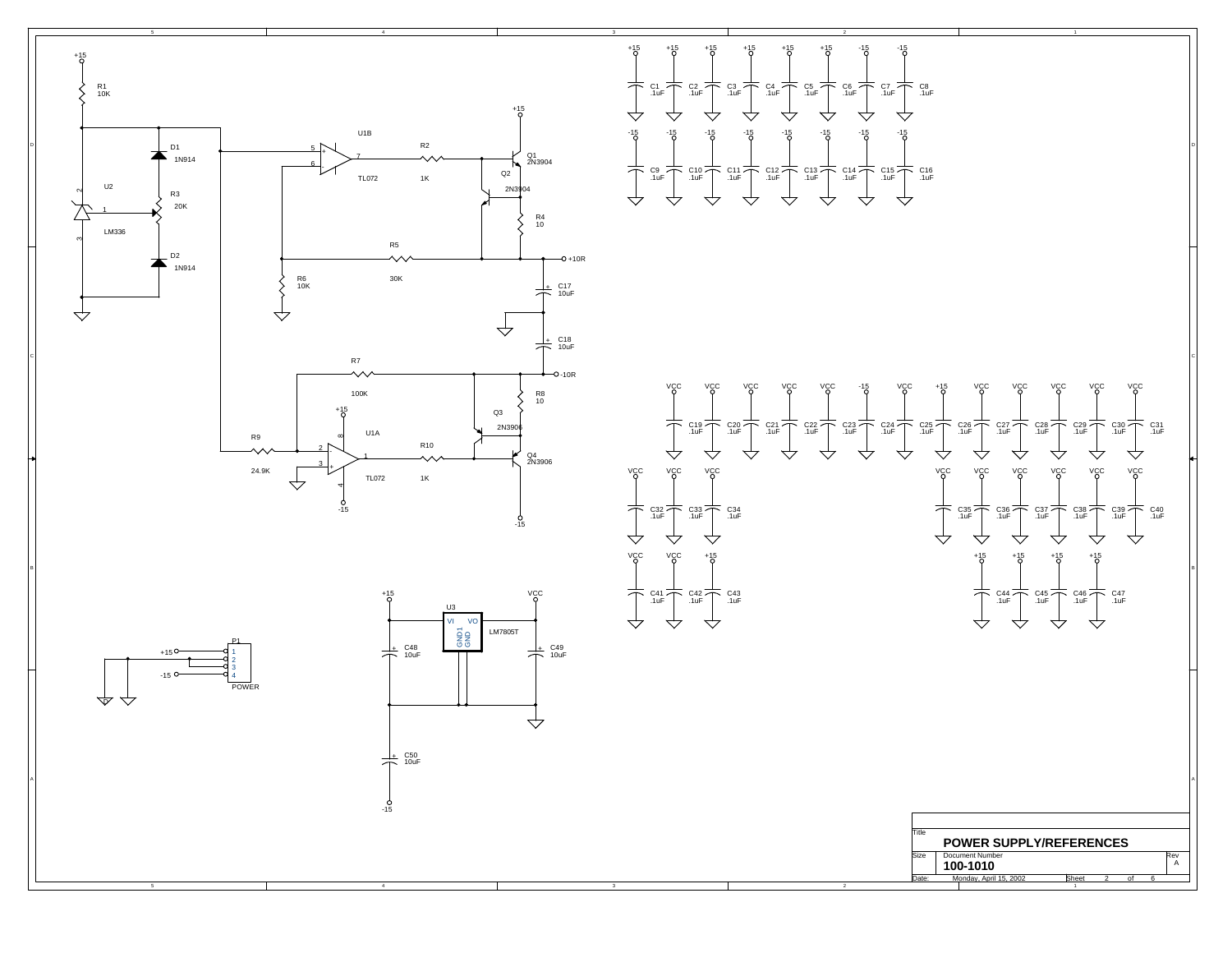+15

R1
10K

D1
1N914

U2

R3
20K

LM336

D2
1N914

U1B

5
6
7

TL072

R2
1K

+15

Q1
2N3904

Q2
2N3904

R4
10

R5
30K

+10R

R6
10K

C17
10uF

C18
10uF

R7
100K

-10R

R8
10

+15

Q3
2N3906

U1A

R9
24.9K

2
3
1

R10
1K

Q4
2N3906

TL072

-15

-15

| +15 | +15 | +15 | +15 | +15 | +15 | -15 | -15 |
|---|---|---|---|---|---|---|---|
| C1 .1uF | C2 .1uF | C3 .1uF | C4 .1uF | C5 .1uF | C6 .1uF | C7 .1uF | C8 .1uF |

| -15 | -15 | -15 | -15 | -15 | -15 | -15 | -15 |
|---|---|---|---|---|---|---|---|
| C9 .1uF | C10 .1uF | C11 .1uF | C12 .1uF | C13 .1uF | C14 .1uF | C15 .1uF | C16 .1uF |

| VCC | VCC | VCC | VCC | VCC | -15 | VCC | +15 | VCC | VCC | VCC | VCC | VCC |
|---|---|---|---|---|---|---|---|---|---|---|---|---|
| C19 .1uF | C20 .1uF | C21 .1uF | C22 .1uF | C23 .1uF | C24 .1uF | C25 .1uF | C26 .1uF | C27 .1uF | C28 .1uF | C29 .1uF | C30 .1uF | C31 .1uF |

| VCC | VCC | VCC | VCC | VCC | VCC | VCC | VCC | VCC |
|---|---|---|---|---|---|---|---|---|
| C32 .1uF | C33 .1uF | C34 | C35 .1uF | C36 .1uF | C37 .1uF | C38 .1uF | C39 .1uF | C40 .1uF |

| VCC | VCC | +15 | +15 | +15 | +15 | +15 |
|---|---|---|---|---|---|---|
| C41 .1uF | C42 .1uF | C43 .1uF | C44 .1uF | C45 .1uF | C46 .1uF | C47 .1uF |

+15

U3
VI VO
GND1 GND
LM7805T

VCC

C48
10uF

C49
10uF

C50
10uF

-15

P1
+15 1
2
3
-15 4
POWER

| Title | POWER SUPPLY/REFERENCES | |
|---|---|---|
| Size | Document Number 100-1010 | Rev A |
| Date: | Monday, April 15, 2002 | Sheet 2 of 6 |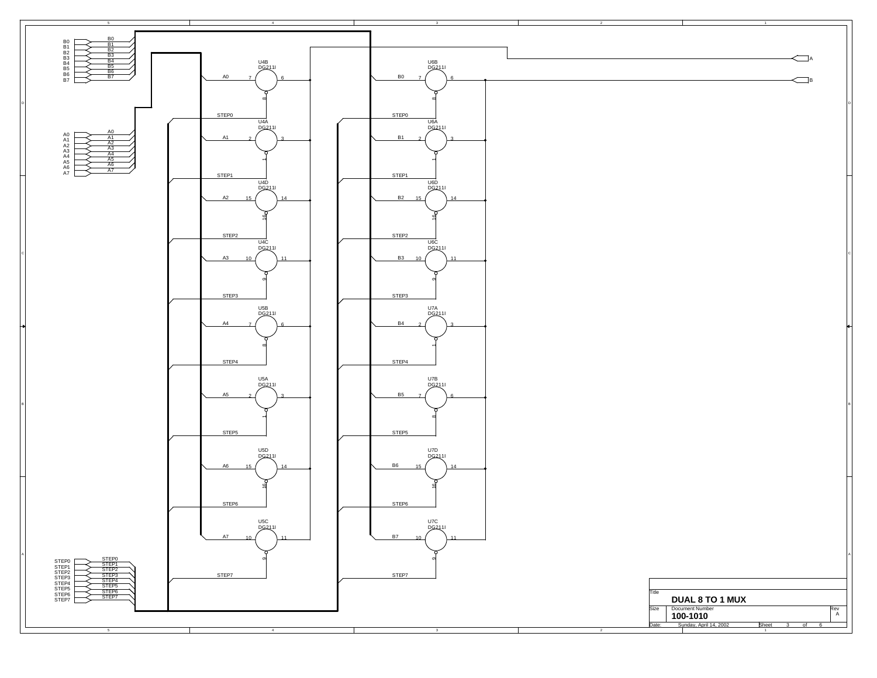# DUAL 8 TO 1 MUX

**Inputs:** B0, B1, B2, B3, B4, B5, B6, B7

**Inputs:** A0, A1, A2, A3, A4, A5, A6, A7

**Inputs:** STEP0, STEP1, STEP2, STEP3, STEP4, STEP5, STEP6, STEP7

**Outputs:** A, B

| Switch | Part | Input | In pin | Out pin | Control pin | Control |
|---|---|---|---|---|---|---|
| U4B | DG211I | A0 | 7 | 6 | 8 | STEP0 |
| U4A | DG211I | A1 | 2 | 3 | 1 | STEP1 |
| U4D | DG211I | A2 | 15 | 14 | 16 | STEP2 |
| U4C | DG211I | A3 | 10 | 11 | 9 | STEP3 |
| U5B | DG211I | A4 | 7 | 6 | 8 | STEP4 |
| U5A | DG211I | A5 | 2 | 3 | 1 | STEP5 |
| U5D | DG211I | A6 | 15 | 14 | 16 | STEP6 |
| U5C | DG211I | A7 | 10 | 11 | 9 | STEP7 |
| U6B | DG211I | B0 | 7 | 6 | 8 | STEP0 |
| U6A | DG211I | B1 | 2 | 3 | 1 | STEP1 |
| U6D | DG211I | B2 | 15 | 14 | 16 | STEP2 |
| U6C | DG211I | B3 | 10 | 11 | 9 | STEP3 |
| U7A | DG211I | B4 | 2 | 3 | 1 | STEP4 |
| U7B | DG211I | B5 | 7 | 6 | 8 | STEP5 |
| U7D | DG211I | B6 | 15 | 14 | 16 | STEP6 |
| U7C | DG211I | B7 | 10 | 11 | 9 | STEP7 |

| Title | DUAL 8 TO 1 MUX | | |
|---|---|---|---|
| Size | Document Number: 100-1010 | | Rev: A |
| Date: | Sunday, April 14, 2002 | Sheet 3 of 6 | |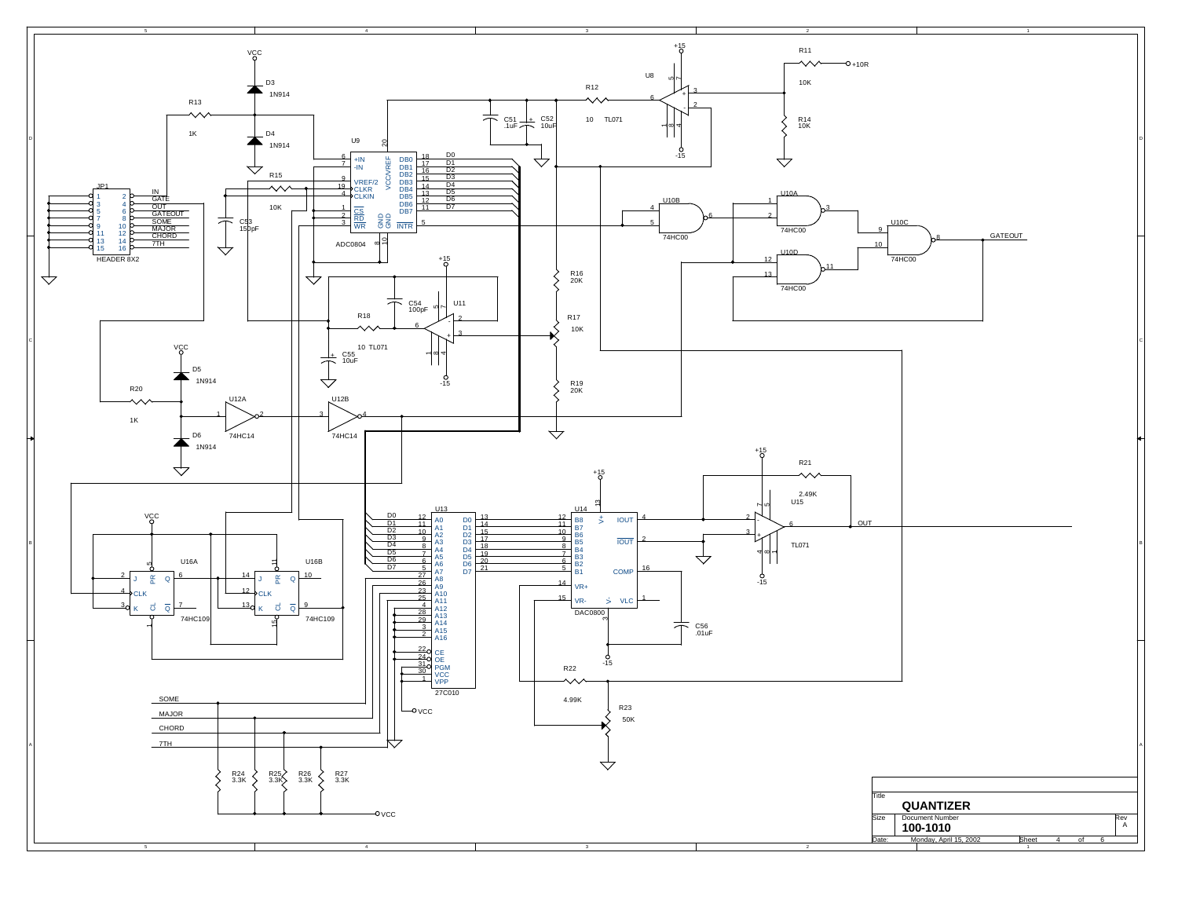# QUANTIZER

| | |
|---|---|
| Title | QUANTIZER |
| Size | Document Number: 100-1010 |
| Rev | A |
| Date: | Monday, April 15, 2002 |
| Sheet | 4 of 6 |

## Components

- JP1 — HEADER 8X2 (1/2 IN, 3/4 GATE, 5/6 OUT, 7/8 GATEOUT, 9/10 SOME, 11/12 MAJOR, 13/14 CHORD, 15/16 7TH)
- U9 — ADC0804
- U8 — TL071
- U11 — TL071
- U10A, U10B, U10C, U10D — 74HC00
- U12A, U12B — 74HC14
- U16A, U16B — 74HC109
- U13 — 27C010
- U14 — DAC0800
- U15 — TL071
- D3, D4, D5, D6 — 1N914
- R11 — 10K
- R12 — 10
- R13 — 1K
- R14 — 10K
- R15 — 10K
- R16 — 20K
- R17 — 10K
- R18 — 10
- R19 — 20K
- R20 — 1K
- R21 — 2.49K
- R22 — 4.99K
- R23 — 50K
- R24, R25, R26, R27 — 3.3K
- C51 — .1uF
- C52 — 10uF
- C53 — 150pF
- C54 — 100pF
- C55 — 10uF
- C56 — .01uF

## Signals

VCC, +15, -15, +10R, GATEOUT, OUT, D0–D7, SOME, MAJOR, CHORD, 7TH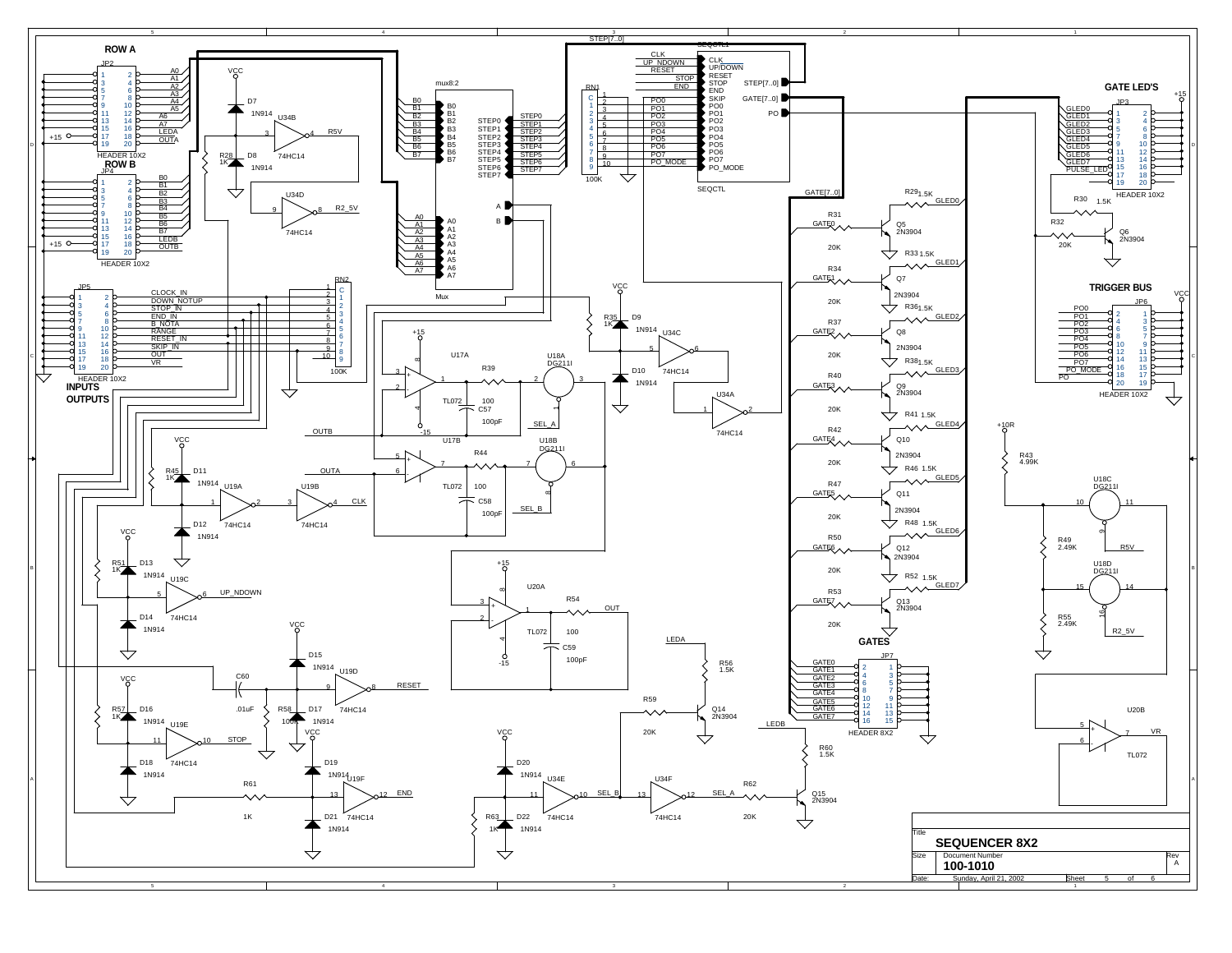# SEQUENCER 8X2

**ROW A** — JP2 (HEADER 10X2): A0, A1, A2, A3, A4, A5, A6, A7, LEDA, OUTA, +15

**ROW B** — JP4 (HEADER 10X2): B0, B1, B2, B3, B4, B5, B6, B7, LEDB, OUTB, +15

**INPUTS OUTPUTS** — JP5 (HEADER 10X2): CLOCK_IN, DOWN_NOTUP, STOP_IN, END_IN, B_NOTA, RANGE, RESET_IN, SKIP_IN, OUT, VR

RN2 100K

mux8:2 (Mux): B0–B7, A0–A7, STEP0–STEP7, A, B

SEQCTL1 (SEQCTL): CLK, UP/DOWN, RESET, STOP, END, SKIP, PO0–PO7, PO_MODE, STEP[7..0], GATE[7..0], PO

RN1 100K

**GATE LED'S** — JP3 (HEADER 10X2): GLED0–GLED7, PULSE_LED, +15

**TRIGGER BUS** — JP6 (HEADER 10X2): PO0–PO7, PO_MODE, PO, VCC

**GATES** — JP7 (HEADER 8X2): GATE0–GATE7

Transistors Q5–Q13 2N3904 with R29–R53 (1.5K, 20K), Q14, Q15 2N3904

U34B, U34D, U34C, U34A 74HC14; D7, D8, D9, D10 1N914; R28 1K, R35 1K; R5V, R2_5V

U17A, U17B TL072, R39, R44, C57, C58 100pF; U18A, U18B DG211I; SEL_A, SEL_B; OUTB, OUTA

U19A, U19B, U19C, U19D, U19E, U19F 74HC14; CLK, UP_NDOWN, RESET, STOP, END; D11–D22 1N914; R45, R51, R57, R63 1K; R58 100K; C60 .01uF; R61 1K

U20A TL072, R54, C59 100pF, OUT

U34E, U34F 74HC14; R59 20K, R62 20K, R56 1.5K, R60 1.5K; LEDA, LEDB

U18C, U18D DG211I; R43 4.99K, R49 2.49K, R55 2.49K; +10R; R5V, R2_5V

U20B TL072, VR

| Title | SEQUENCER 8X2 | |
|---|---|---|
| Size | Document Number: 100-1010 | Rev: A |
| Date: Sunday, April 21, 2002 | Sheet 5 of 6 | |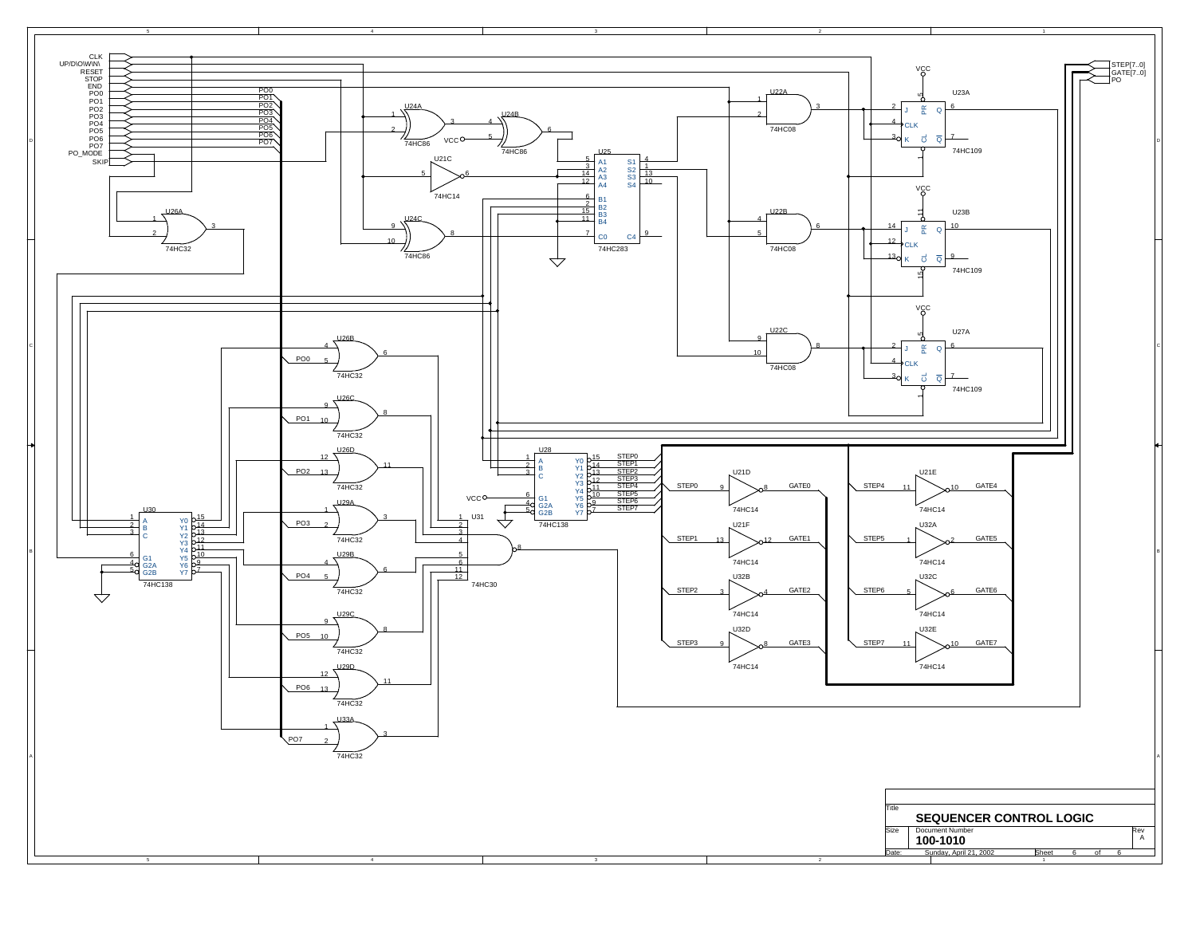CLK
UP/D\O\W\N\
RESET
STOP
END
PO0
PO1
PO2
PO3
PO4
PO5
PO6
PO7
PO_MODE
SKIP

STEP[7..0]
GATE[7..0]
PO

U24A 74HC86
U24B 74HC86
U24C 74HC86
U21C 74HC14
U25 74HC283
U22A 74HC08
U22B 74HC08
U22C 74HC08
U23A 74HC109
U23B 74HC109
U27A 74HC109
U26A 74HC32
U26B 74HC32
U26C 74HC32
U26D 74HC32
U29A 74HC32
U29B 74HC32
U29C 74HC32
U29D 74HC32
U33A 74HC32
U30 74HC138
U28 74HC138
U31 74HC30

U21D 74HC14 STEP0 GATE0
U21F 74HC14 STEP1 GATE1
U32B 74HC14 STEP2 GATE2
U32D 74HC14 STEP3 GATE3
U21E 74HC14 STEP4 GATE4
U32A 74HC14 STEP5 GATE5
U32C 74HC14 STEP6 GATE6
U32E 74HC14 STEP7 GATE7

| | | |
|---|---|---|
| Title | SEQUENCER CONTROL LOGIC | |
| Size | Document Number 100-1010 | Rev A |
| Date: | Sunday, April 21, 2002 | Sheet 6 of 6 |